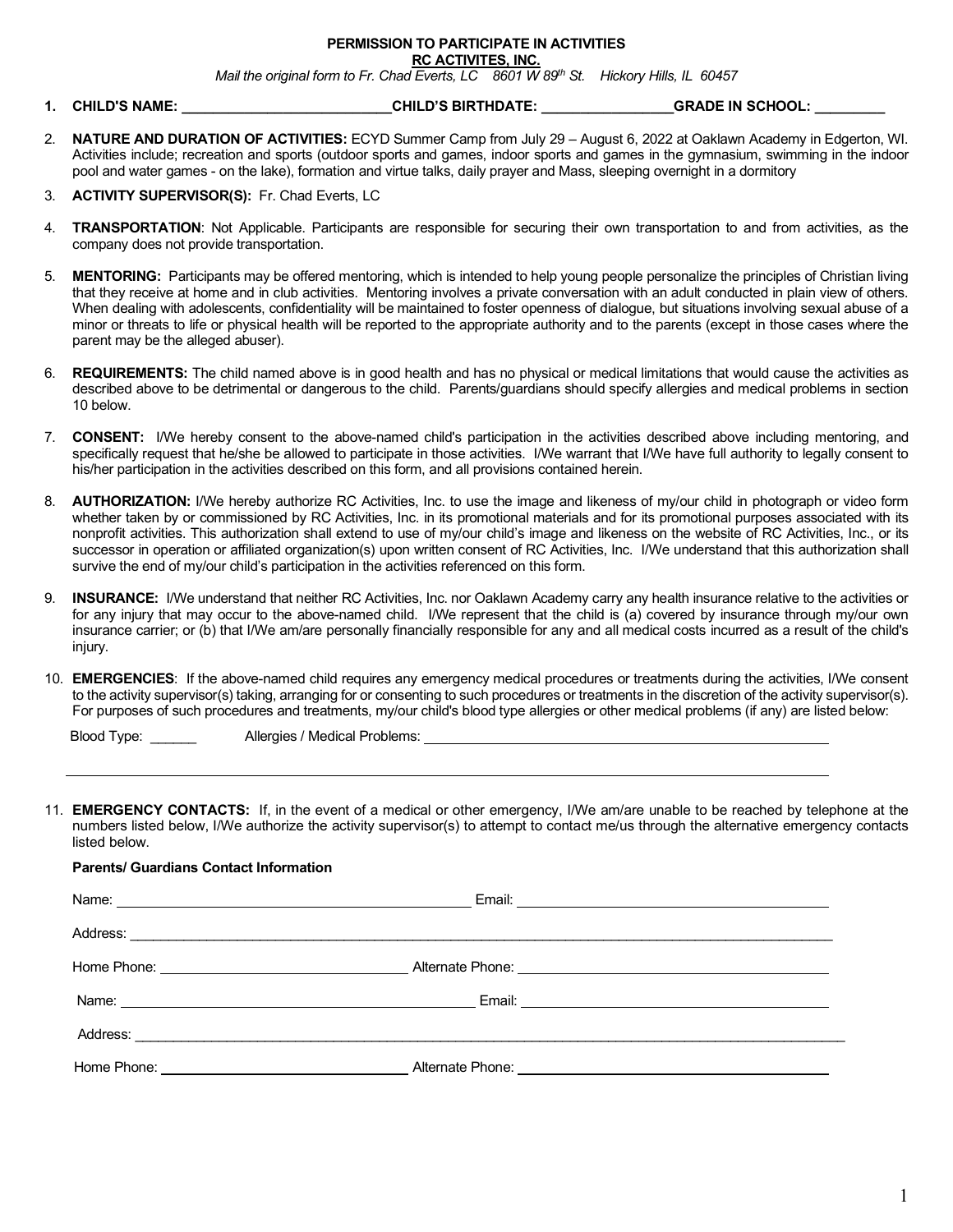**PERMISSION TO PARTICIPATE IN ACTIVITIES**

**RC ACTIVITES, INC.**

*Mail the original form to Fr. Chad Everts, LC 8601 W 89th St. Hickory Hills, IL 60457*

1. **CHILD'S NAME: ___________________________CHILD'S BIRTHDATE: _________________GRADE IN SCHOOL: _________**

2. **NATURE AND DURATION OF ACTIVITIES:** ECYD Summer Camp from July 29 – August 6, 2022 at Oaklawn Academy in Edgerton, WI. Activities include; recreation and sports (outdoor sports and games, indoor sports and games in the gymnasium, swimming in the indoor pool and water games - on the lake), formation and virtue talks, daily prayer and Mass, sleeping overnight in a dormitory

3. **ACTIVITY SUPERVISOR(S):** Fr. Chad Everts, LC

4. **TRANSPORTATION**: Not Applicable. Participants are responsible for securing their own transportation to and from activities, as the company does not provide transportation.

5. **MENTORING:** Participants may be offered mentoring, which is intended to help young people personalize the principles of Christian living that they receive at home and in club activities. Mentoring involves a private conversation with an adult conducted in plain view of others. When dealing with adolescents, confidentiality will be maintained to foster openness of dialogue, but situations involving sexual abuse of a minor or threats to life or physical health will be reported to the appropriate authority and to the parents (except in those cases where the parent may be the alleged abuser).

6. **REQUIREMENTS:** The child named above is in good health and has no physical or medical limitations that would cause the activities as described above to be detrimental or dangerous to the child. Parents/guardians should specify allergies and medical problems in section 10 below.

7. **CONSENT:** I/We hereby consent to the above-named child's participation in the activities described above including mentoring, and specifically request that he/she be allowed to participate in those activities. I/We warrant that I/We have full authority to legally consent to his/her participation in the activities described on this form, and all provisions contained herein.

8. **AUTHORIZATION:** I/We hereby authorize RC Activities, Inc. to use the image and likeness of my/our child in photograph or video form whether taken by or commissioned by RC Activities, Inc. in its promotional materials and for its promotional purposes associated with its nonprofit activities. This authorization shall extend to use of my/our child's image and likeness on the website of RC Activities, Inc., or its successor in operation or affiliated organization(s) upon written consent of RC Activities, Inc. I/We understand that this authorization shall survive the end of my/our child's participation in the activities referenced on this form.

9. **INSURANCE:** I/We understand that neither RC Activities, Inc. nor Oaklawn Academy carry any health insurance relative to the activities or for any injury that may occur to the above-named child. I/We represent that the child is (a) covered by insurance through my/our own insurance carrier; or (b) that I/We am/are personally financially responsible for any and all medical costs incurred as a result of the child's injury.

10. **EMERGENCIES**: If the above-named child requires any emergency medical procedures or treatments during the activities, I/We consent to the activity supervisor(s) taking, arranging for or consenting to such procedures or treatments in the discretion of the activity supervisor(s). For purposes of such procedures and treatments, my/our child's blood type allergies or other medical problems (if any) are listed below:

    Blood Type: ______ Allergies / Medical Problems: ____________________________________________

    ________________________________________________________________________________

11. **EMERGENCY CONTACTS:** If, in the event of a medical or other emergency, I/We am/are unable to be reached by telephone at the numbers listed below, I/We authorize the activity supervisor(s) to attempt to contact me/us through the alternative emergency contacts listed below.

    **Parents/ Guardians Contact Information**

    Name: ____________________________________ Email: ____________________________________

    Address: ________________________________________________________________________________

    Home Phone: ___________________________ Alternate Phone: ______________________________

    Name: ____________________________________ Email: ____________________________________

    Address: ________________________________________________________________________________

    Home Phone: ___________________________ Alternate Phone: ______________________________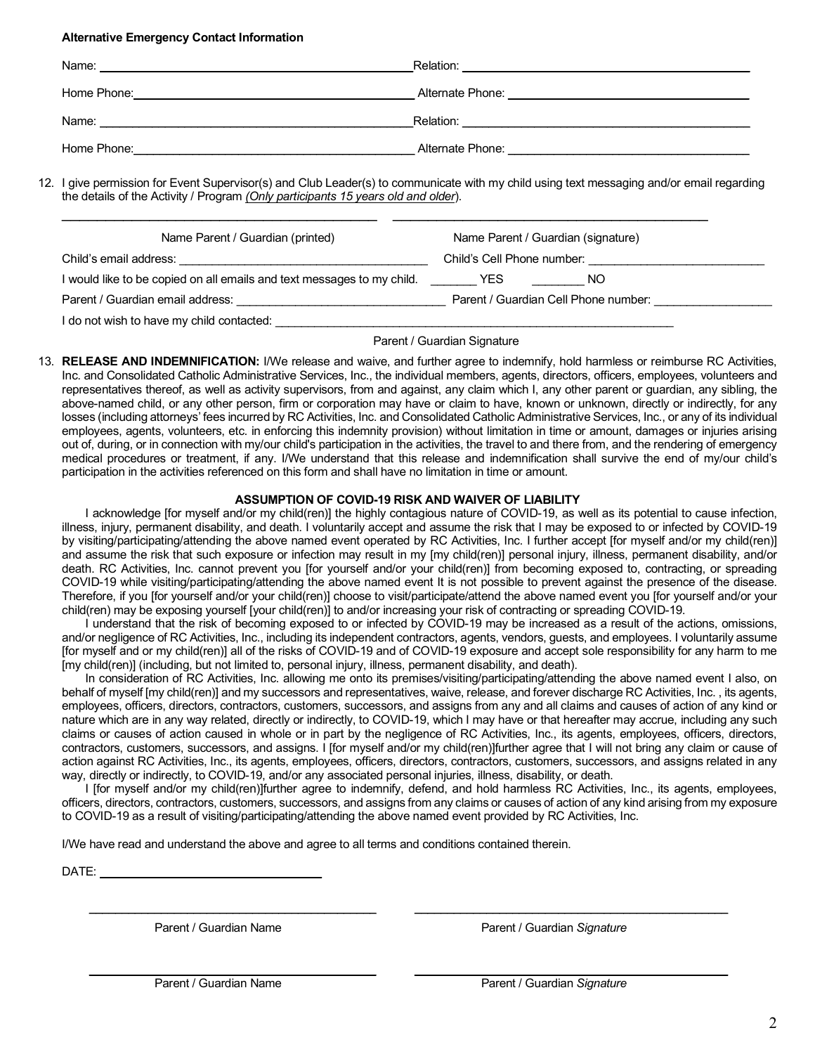**Alternative Emergency Contact Information**

Name: ______________________________ Relation: ______________________________

Home Phone: ______________________________ Alternate Phone: ______________________________

Name: ______________________________ Relation: ______________________________

Home Phone: ______________________________ Alternate Phone: ______________________________

12. I give permission for Event Supervisor(s) and Club Leader(s) to communicate with my child using text messaging and/or email regarding the details of the Activity / Program *(Only participants 15 years old and older)*.

______________________________ ______________________________

Name Parent / Guardian (printed) Name Parent / Guardian (signature)

Child's email address: ______________________________ Child's Cell Phone number: ______________________________

I would like to be copied on all emails and text messages to my child. _______ YES _______ NO

Parent / Guardian email address: ______________________________ Parent / Guardian Cell Phone number: ______________________________

I do not wish to have my child contacted: ______________________________

Parent / Guardian Signature

13. **RELEASE AND INDEMNIFICATION:** I/We release and waive, and further agree to indemnify, hold harmless or reimburse RC Activities, Inc. and Consolidated Catholic Administrative Services, Inc., the individual members, agents, directors, officers, employees, volunteers and representatives thereof, as well as activity supervisors, from and against, any claim which I, any other parent or guardian, any sibling, the above-named child, or any other person, firm or corporation may have or claim to have, known or unknown, directly or indirectly, for any losses (including attorneys' fees incurred by RC Activities, Inc. and Consolidated Catholic Administrative Services, Inc., or any of its individual employees, agents, volunteers, etc. in enforcing this indemnity provision) without limitation in time or amount, damages or injuries arising out of, during, or in connection with my/our child's participation in the activities, the travel to and there from, and the rendering of emergency medical procedures or treatment, if any. I/We understand that this release and indemnification shall survive the end of my/our child's participation in the activities referenced on this form and shall have no limitation in time or amount.

**ASSUMPTION OF COVID-19 RISK AND WAIVER OF LIABILITY**

I acknowledge [for myself and/or my child(ren)] the highly contagious nature of COVID-19, as well as its potential to cause infection, illness, injury, permanent disability, and death. I voluntarily accept and assume the risk that I may be exposed to or infected by COVID-19 by visiting/participating/attending the above named event operated by RC Activities, Inc. I further accept [for myself and/or my child(ren)] and assume the risk that such exposure or infection may result in my [my child(ren)] personal injury, illness, permanent disability, and/or death. RC Activities, Inc. cannot prevent you [for yourself and/or your child(ren)] from becoming exposed to, contracting, or spreading COVID-19 while visiting/participating/attending the above named event It is not possible to prevent against the presence of the disease. Therefore, if you [for yourself and/or your child(ren)] choose to visit/participate/attend the above named event you [for yourself and/or your child(ren) may be exposing yourself [your child(ren)] to and/or increasing your risk of contracting or spreading COVID-19.

I understand that the risk of becoming exposed to or infected by COVID-19 may be increased as a result of the actions, omissions, and/or negligence of RC Activities, Inc., including its independent contractors, agents, vendors, guests, and employees. I voluntarily assume [for myself and or my child(ren)] all of the risks of COVID-19 and of COVID-19 exposure and accept sole responsibility for any harm to me [my child(ren)] (including, but not limited to, personal injury, illness, permanent disability, and death).

In consideration of RC Activities, Inc. allowing me onto its premises/visiting/participating/attending the above named event I also, on behalf of myself [my child(ren)] and my successors and representatives, waive, release, and forever discharge RC Activities, Inc. , its agents, employees, officers, directors, contractors, customers, successors, and assigns from any and all claims and causes of action of any kind or nature which are in any way related, directly or indirectly, to COVID-19, which I may have or that hereafter may accrue, including any such claims or causes of action caused in whole or in part by the negligence of RC Activities, Inc., its agents, employees, officers, directors, contractors, customers, successors, and assigns. I [for myself and/or my child(ren)]further agree that I will not bring any claim or cause of action against RC Activities, Inc., its agents, employees, officers, directors, contractors, customers, successors, and assigns related in any way, directly or indirectly, to COVID-19, and/or any associated personal injuries, illness, disability, or death.

I [for myself and/or my child(ren)]further agree to indemnify, defend, and hold harmless RC Activities, Inc., its agents, employees, officers, directors, contractors, customers, successors, and assigns from any claims or causes of action of any kind arising from my exposure to COVID-19 as a result of visiting/participating/attending the above named event provided by RC Activities, Inc.

I/We have read and understand the above and agree to all terms and conditions contained therein.

DATE: ______________________________

______________________________ ______________________________

Parent / Guardian Name Parent / Guardian *Signature*

______________________________ ______________________________

Parent / Guardian Name Parent / Guardian *Signature*